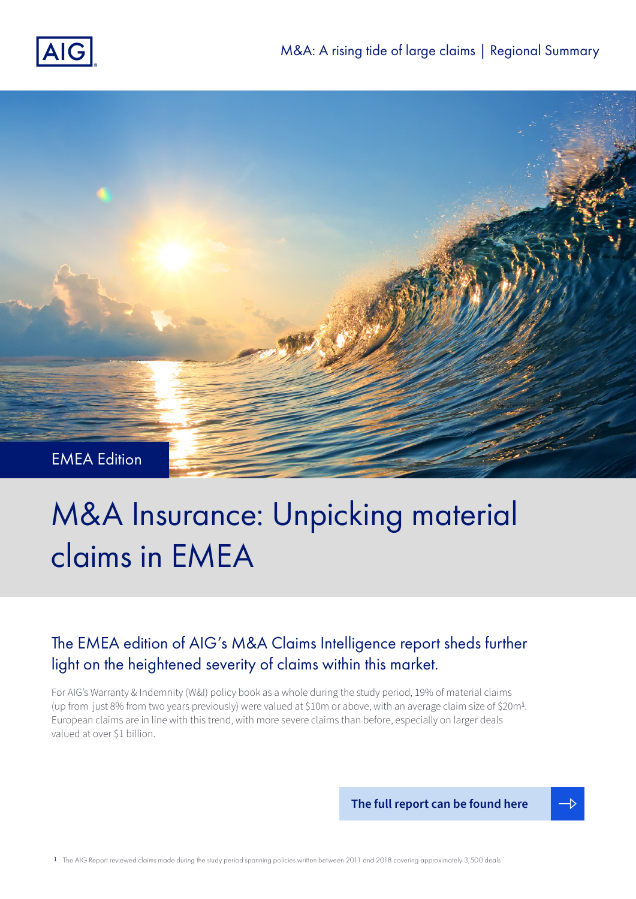EMEA Edition

# M&A Insurance: Unpicking material claims in EMEA

## The EMEA edition of AIG's M&A Claims Intelligence report sheds further light on the heightened severity of claims within this market.

For AIG's Warranty & Indemnity (W&I) policy book as a whole during the study period, 19% of material claims (up from just 8% from two years previously) were valued at $10m or above, with an average claim size of $20m[1]. European claims are in line with this trend, with more severe claims than before, especially on larger deals valued at over $1 billion.

**The full report can be found here**

[1] The AIG Report reviewed claims made during the study period spanning policies written between 2011 and 2018 covering approximately 3,500 deals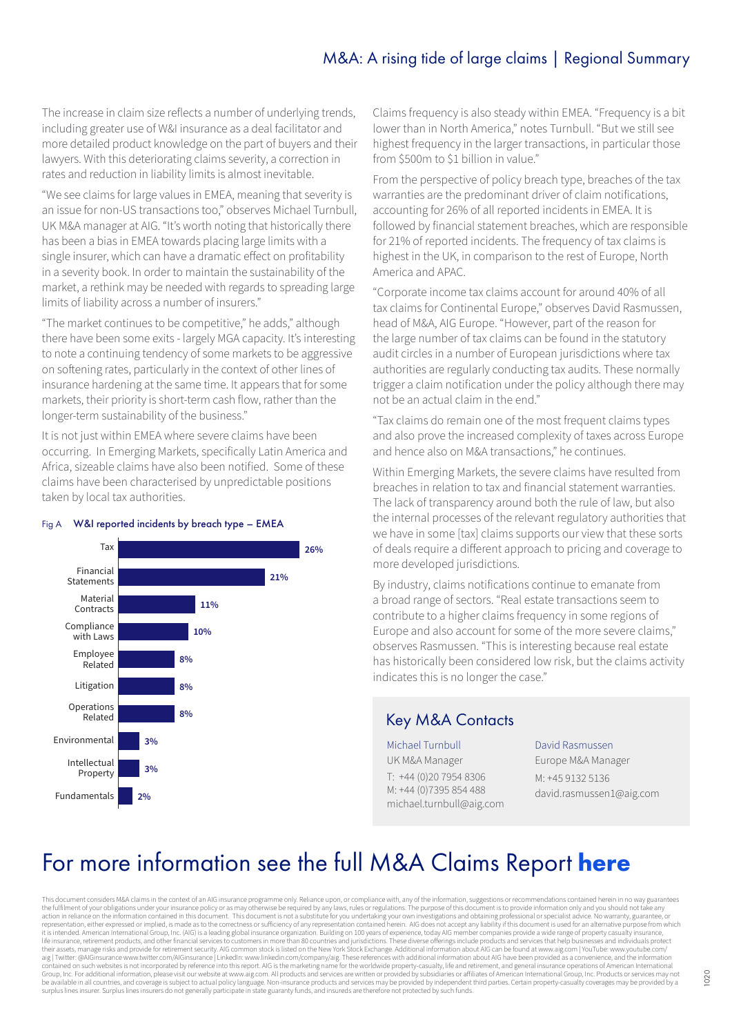The increase in claim size reflects a number of underlying trends, including greater use of W&I insurance as a deal facilitator and more detailed product knowledge on the part of buyers and their lawyers. With this deteriorating claims severity, a correction in rates and reduction in liability limits is almost inevitable.

"We see claims for large values in EMEA, meaning that severity is an issue for non-US transactions too," observes Michael Turnbull, UK M&A manager at AIG. "It's worth noting that historically there has been a bias in EMEA towards placing large limits with a single insurer, which can have a dramatic effect on profitability in a severity book. In order to maintain the sustainability of the market, a rethink may be needed with regards to spreading large limits of liability across a number of insurers."

"The market continues to be competitive," he adds," although there have been some exits - largely MGA capacity. It's interesting to note a continuing tendency of some markets to be aggressive on softening rates, particularly in the context of other lines of insurance hardening at the same time. It appears that for some markets, their priority is short-term cash flow, rather than the longer-term sustainability of the business."

It is not just within EMEA where severe claims have been occurring. In Emerging Markets, specifically Latin America and Africa, sizeable claims have also been notified. Some of these claims have been characterised by unpredictable positions taken by local tax authorities.

Fig A W&I reported incidents by breach type – EMEA

Tax 26%
Financial Statements 21%
Material Contracts 11%
Compliance with Laws 10%
Employee Related 8%
Litigation 8%
Operations Related 8%
Environmental 3%
Intellectual Property 3%
Fundamentals 2%

Claims frequency is also steady within EMEA. "Frequency is a bit lower than in North America," notes Turnbull. "But we still see highest frequency in the larger transactions, in particular those from $500m to $1 billion in value."

From the perspective of policy breach type, breaches of the tax warranties are the predominant driver of claim notifications, accounting for 26% of all reported incidents in EMEA. It is followed by financial statement breaches, which are responsible for 21% of reported incidents. The frequency of tax claims is highest in the UK, in comparison to the rest of Europe, North America and APAC.

"Corporate income tax claims account for around 40% of all tax claims for Continental Europe," observes David Rasmussen, head of M&A, AIG Europe. "However, part of the reason for the large number of tax claims can be found in the statutory audit circles in a number of European jurisdictions where tax authorities are regularly conducting tax audits. These normally trigger a claim notification under the policy although there may not be an actual claim in the end."

"Tax claims do remain one of the most frequent claims types and also prove the increased complexity of taxes across Europe and hence also on M&A transactions," he continues.

Within Emerging Markets, the severe claims have resulted from breaches in relation to tax and financial statement warranties. The lack of transparency around both the rule of law, but also the internal processes of the relevant regulatory authorities that we have in some [tax] claims supports our view that these sorts of deals require a different approach to pricing and coverage to more developed jurisdictions.

By industry, claims notifications continue to emanate from a broad range of sectors. "Real estate transactions seem to contribute to a higher claims frequency in some regions of Europe and also account for some of the more severe claims," observes Rasmussen. "This is interesting because real estate has historically been considered low risk, but the claims activity indicates this is no longer the case."

## Key M&A Contacts

Michael Turnbull
UK M&A Manager
T: +44 (0)20 7954 8306
M: +44 (0)7395 854 488
michael.turnbull@aig.com

David Rasmussen
Europe M&A Manager
M: +45 9132 5136
david.rasmussen1@aig.com

# For more information see the full M&A Claims Report **here**

This document considers M&A claims in the context of an AIG insurance programme only. Reliance upon, or compliance with, any of the information, suggestions or recommendations contained herein in no way guarantees the fulfilment of your obligations under your insurance policy or as may otherwise be required by any laws, rules or regulations. The purpose of this document is to provide information only and you should not take any action in reliance on the information contained in this document. This document is not a substitute for you undertaking your own investigations and obtaining professional or specialist advice. No warranty, guarantee, or representation, either expressed or implied, is made as to the correctness or sufficiency of any representation contained herein. AIG does not accept any liability if this document is used for an alternative purpose from which it is intended. American International Group, Inc. (AIG) is a leading global insurance organization. Building on 100 years of experience, today AIG member companies provide a wide range of property casualty insurance, life insurance, retirement products, and other financial services to customers in more than 80 countries and jurisdictions. These diverse offerings include products and services that help businesses and individuals protect their assets, manage risks and provide for retirement security. AIG common stock is listed on the New York Stock Exchange. Additional information about AIG can be found at www.aig.com | YouTube: www.youtube.com/aig | Twitter: @AIGinsurance www.twitter.com/AIGinsurance | LinkedIn: www.linkedin.com/company/aig. These references with additional information about AIG have been provided as a convenience, and the information contained on such websites is not incorporated by reference into this report. AIG is the marketing name for the worldwide property-casualty, life and retirement, and general insurance operations of American International Group, Inc. For additional information, please visit our website at www.aig.com. All products and services are written or provided by subsidiaries or affiliates of American International Group, Inc. Products or services may not be available in all countries, and coverage is subject to actual policy language. Non-insurance products and services may be provided by independent third parties. Certain property-casualty coverages may be provided by a surplus lines insurer. Surplus lines insurers do not generally participate in state guaranty funds, and insureds are therefore not protected by such funds.